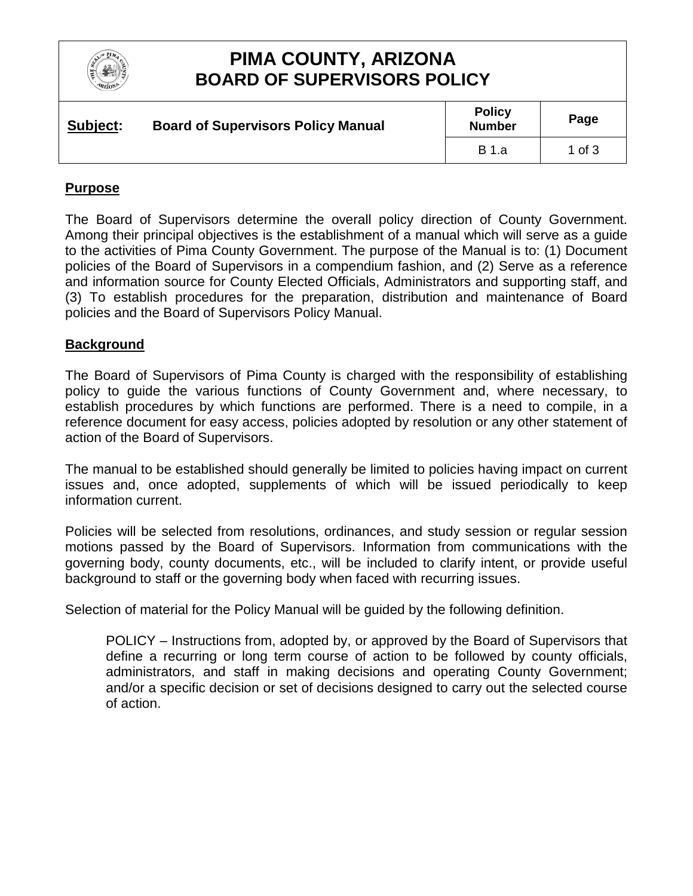# PIMA COUNTY, ARIZONA
# BOARD OF SUPERVISORS POLICY

| **Subject:** Board of Supervisors Policy Manual | **Policy Number** | **Page** |
|---|---|---|
| | B 1.a | 1 of 3 |

## Purpose

The Board of Supervisors determine the overall policy direction of County Government. Among their principal objectives is the establishment of a manual which will serve as a guide to the activities of Pima County Government. The purpose of the Manual is to: (1) Document policies of the Board of Supervisors in a compendium fashion, and (2) Serve as a reference and information source for County Elected Officials, Administrators and supporting staff, and (3) To establish procedures for the preparation, distribution and maintenance of Board policies and the Board of Supervisors Policy Manual.

## Background

The Board of Supervisors of Pima County is charged with the responsibility of establishing policy to guide the various functions of County Government and, where necessary, to establish procedures by which functions are performed. There is a need to compile, in a reference document for easy access, policies adopted by resolution or any other statement of action of the Board of Supervisors.

The manual to be established should generally be limited to policies having impact on current issues and, once adopted, supplements of which will be issued periodically to keep information current.

Policies will be selected from resolutions, ordinances, and study session or regular session motions passed by the Board of Supervisors. Information from communications with the governing body, county documents, etc., will be included to clarify intent, or provide useful background to staff or the governing body when faced with recurring issues.

Selection of material for the Policy Manual will be guided by the following definition.

> POLICY – Instructions from, adopted by, or approved by the Board of Supervisors that define a recurring or long term course of action to be followed by county officials, administrators, and staff in making decisions and operating County Government; and/or a specific decision or set of decisions designed to carry out the selected course of action.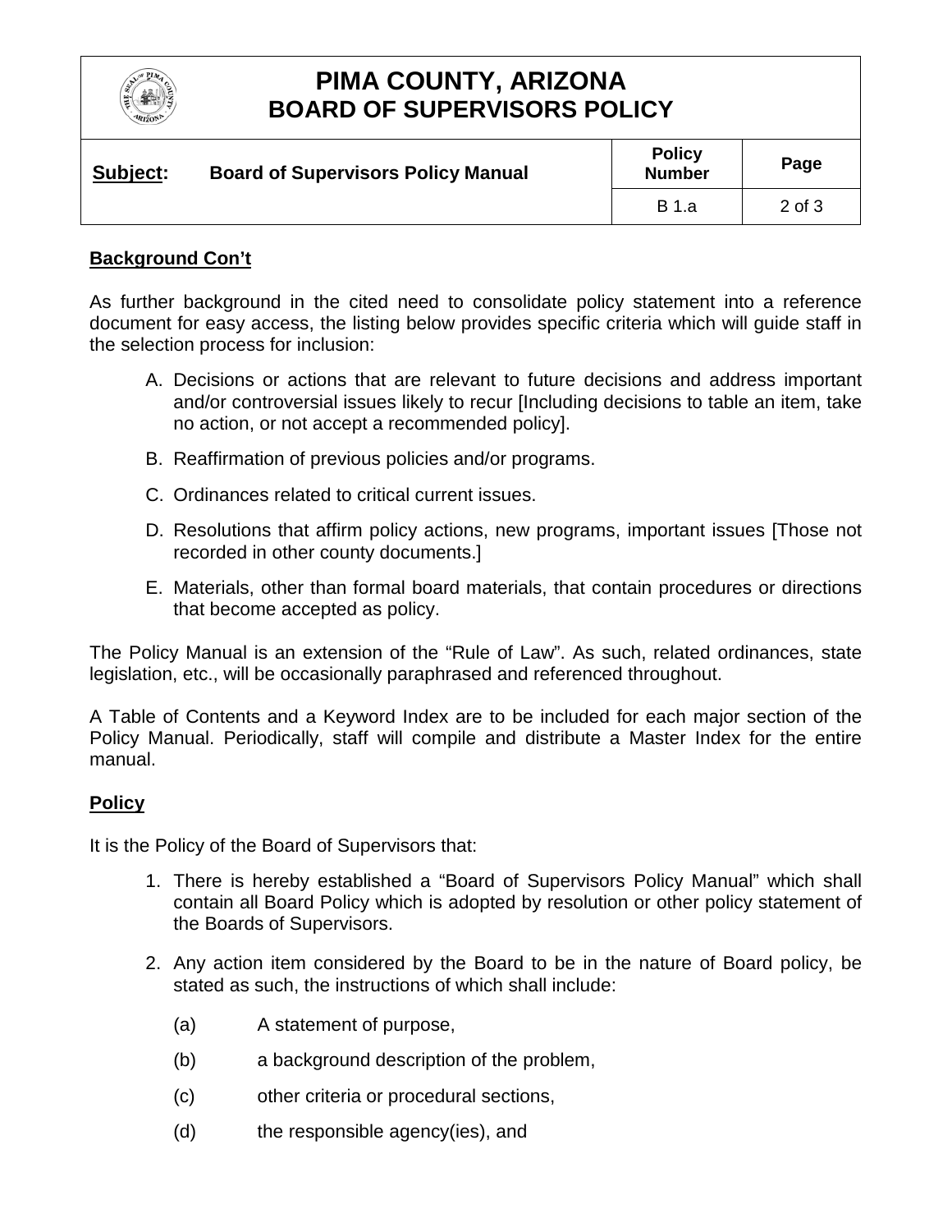**Background Con't**

As further background in the cited need to consolidate policy statement into a reference document for easy access, the listing below provides specific criteria which will guide staff in the selection process for inclusion:

A. Decisions or actions that are relevant to future decisions and address important and/or controversial issues likely to recur [Including decisions to table an item, take no action, or not accept a recommended policy].

B. Reaffirmation of previous policies and/or programs.

C. Ordinances related to critical current issues.

D. Resolutions that affirm policy actions, new programs, important issues [Those not recorded in other county documents.]

E. Materials, other than formal board materials, that contain procedures or directions that become accepted as policy.

The Policy Manual is an extension of the "Rule of Law". As such, related ordinances, state legislation, etc., will be occasionally paraphrased and referenced throughout.

A Table of Contents and a Keyword Index are to be included for each major section of the Policy Manual. Periodically, staff will compile and distribute a Master Index for the entire manual.

**Policy**

It is the Policy of the Board of Supervisors that:

1. There is hereby established a "Board of Supervisors Policy Manual" which shall contain all Board Policy which is adopted by resolution or other policy statement of the Boards of Supervisors.

2. Any action item considered by the Board to be in the nature of Board policy, be stated as such, the instructions of which shall include:

   (a) A statement of purpose,

   (b) a background description of the problem,

   (c) other criteria or procedural sections,

   (d) the responsible agency(ies), and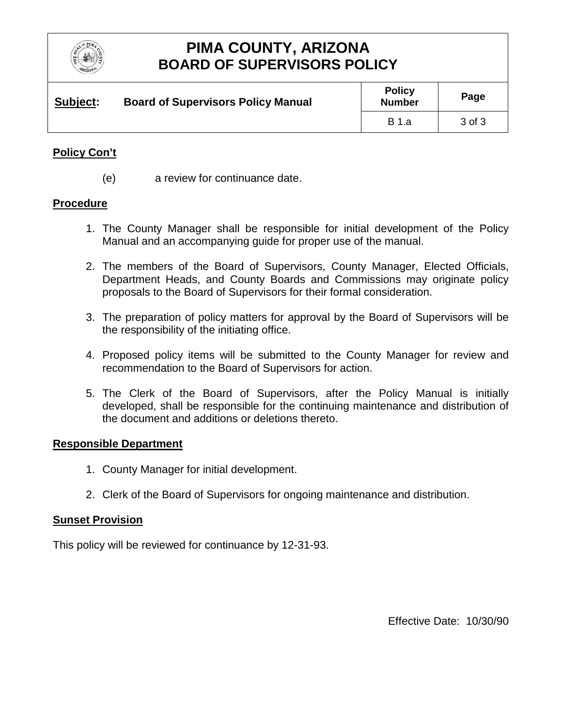# PIMA COUNTY, ARIZONA
## BOARD OF SUPERVISORS POLICY

| Subject: Board of Supervisors Policy Manual | Policy Number | Page |
|---|---|---|
| | B 1.a | 3 of 3 |

**Policy Con't**

(e) a review for continuance date.

**Procedure**

1. The County Manager shall be responsible for initial development of the Policy Manual and an accompanying guide for proper use of the manual.
2. The members of the Board of Supervisors, County Manager, Elected Officials, Department Heads, and County Boards and Commissions may originate policy proposals to the Board of Supervisors for their formal consideration.
3. The preparation of policy matters for approval by the Board of Supervisors will be the responsibility of the initiating office.
4. Proposed policy items will be submitted to the County Manager for review and recommendation to the Board of Supervisors for action.
5. The Clerk of the Board of Supervisors, after the Policy Manual is initially developed, shall be responsible for the continuing maintenance and distribution of the document and additions or deletions thereto.

**Responsible Department**

1. County Manager for initial development.
2. Clerk of the Board of Supervisors for ongoing maintenance and distribution.

**Sunset Provision**

This policy will be reviewed for continuance by 12-31-93.

Effective Date: 10/30/90